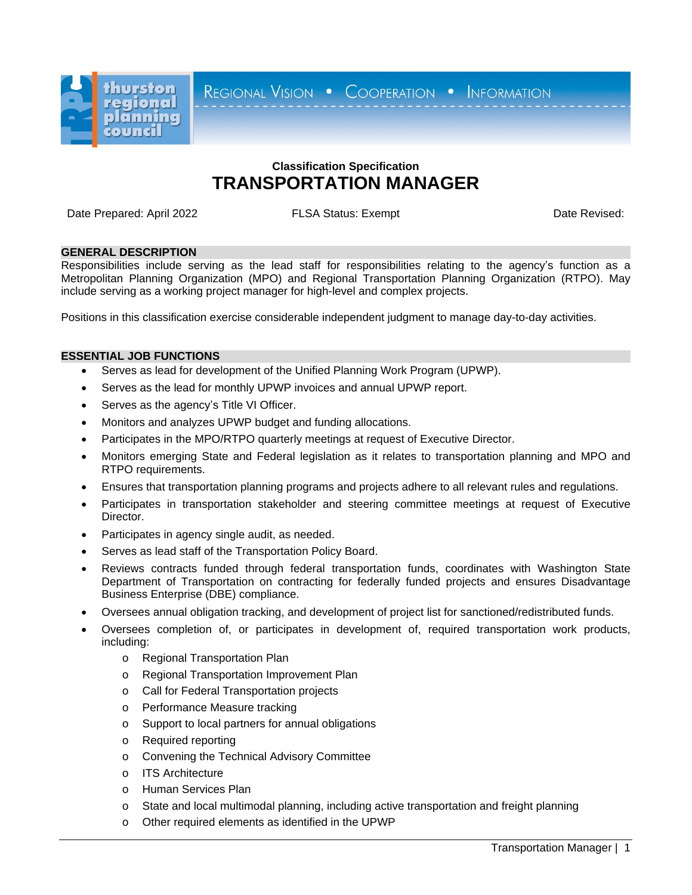thurston regional planning council

Regional Vision • Cooperation • Information

Classification Specification

# TRANSPORTATION MANAGER

Date Prepared: April 2022 FLSA Status: Exempt Date Revised:

## GENERAL DESCRIPTION

Responsibilities include serving as the lead staff for responsibilities relating to the agency's function as a Metropolitan Planning Organization (MPO) and Regional Transportation Planning Organization (RTPO). May include serving as a working project manager for high-level and complex projects.

Positions in this classification exercise considerable independent judgment to manage day-to-day activities.

## ESSENTIAL JOB FUNCTIONS

- Serves as lead for development of the Unified Planning Work Program (UPWP).
- Serves as the lead for monthly UPWP invoices and annual UPWP report.
- Serves as the agency's Title VI Officer.
- Monitors and analyzes UPWP budget and funding allocations.
- Participates in the MPO/RTPO quarterly meetings at request of Executive Director.
- Monitors emerging State and Federal legislation as it relates to transportation planning and MPO and RTPO requirements.
- Ensures that transportation planning programs and projects adhere to all relevant rules and regulations.
- Participates in transportation stakeholder and steering committee meetings at request of Executive Director.
- Participates in agency single audit, as needed.
- Serves as lead staff of the Transportation Policy Board.
- Reviews contracts funded through federal transportation funds, coordinates with Washington State Department of Transportation on contracting for federally funded projects and ensures Disadvantage Business Enterprise (DBE) compliance.
- Oversees annual obligation tracking, and development of project list for sanctioned/redistributed funds.
- Oversees completion of, or participates in development of, required transportation work products, including:
  - Regional Transportation Plan
  - Regional Transportation Improvement Plan
  - Call for Federal Transportation projects
  - Performance Measure tracking
  - Support to local partners for annual obligations
  - Required reporting
  - Convening the Technical Advisory Committee
  - ITS Architecture
  - Human Services Plan
  - State and local multimodal planning, including active transportation and freight planning
  - Other required elements as identified in the UPWP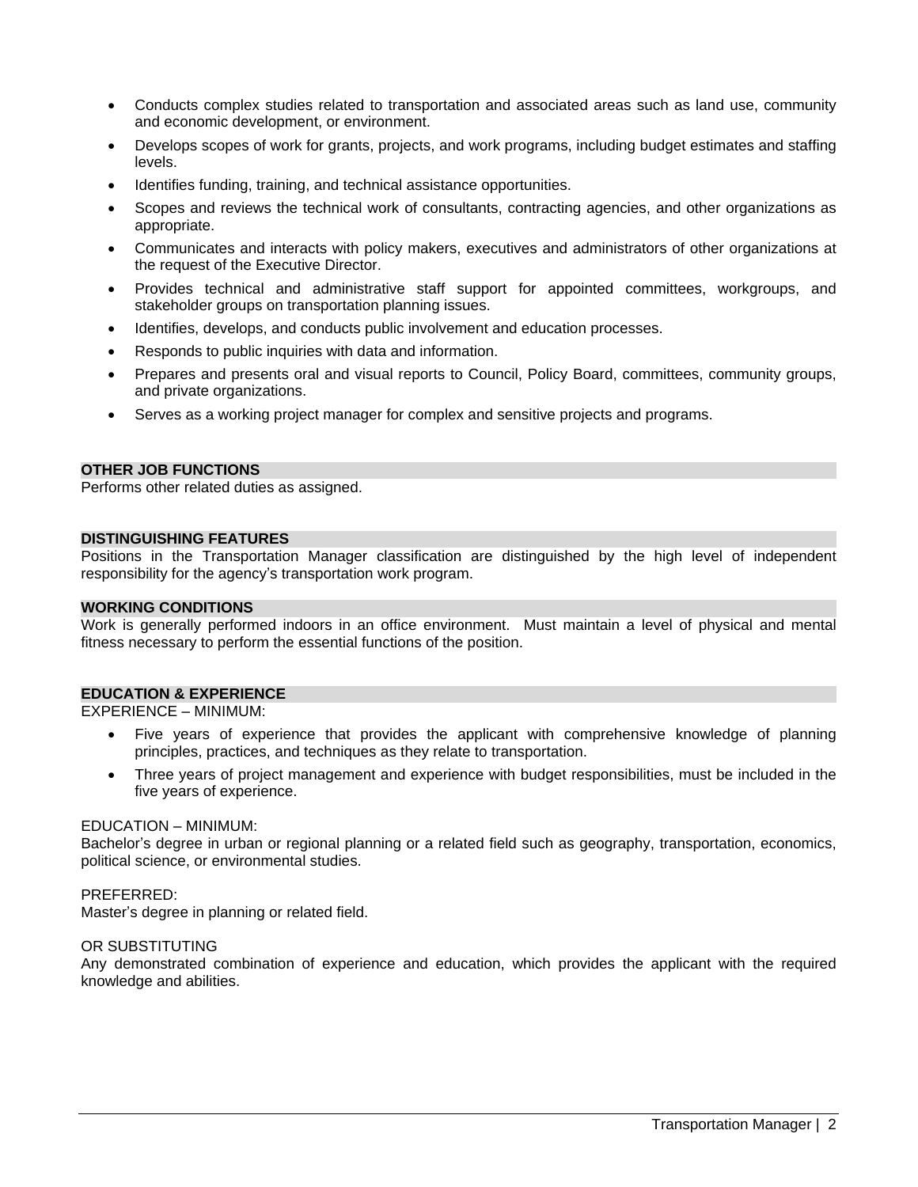- Conducts complex studies related to transportation and associated areas such as land use, community and economic development, or environment.
- Develops scopes of work for grants, projects, and work programs, including budget estimates and staffing levels.
- Identifies funding, training, and technical assistance opportunities.
- Scopes and reviews the technical work of consultants, contracting agencies, and other organizations as appropriate.
- Communicates and interacts with policy makers, executives and administrators of other organizations at the request of the Executive Director.
- Provides technical and administrative staff support for appointed committees, workgroups, and stakeholder groups on transportation planning issues.
- Identifies, develops, and conducts public involvement and education processes.
- Responds to public inquiries with data and information.
- Prepares and presents oral and visual reports to Council, Policy Board, committees, community groups, and private organizations.
- Serves as a working project manager for complex and sensitive projects and programs.

## OTHER JOB FUNCTIONS

Performs other related duties as assigned.

## DISTINGUISHING FEATURES

Positions in the Transportation Manager classification are distinguished by the high level of independent responsibility for the agency's transportation work program.

## WORKING CONDITIONS

Work is generally performed indoors in an office environment. Must maintain a level of physical and mental fitness necessary to perform the essential functions of the position.

## EDUCATION & EXPERIENCE

EXPERIENCE – MINIMUM:

- Five years of experience that provides the applicant with comprehensive knowledge of planning principles, practices, and techniques as they relate to transportation.
- Three years of project management and experience with budget responsibilities, must be included in the five years of experience.

EDUCATION – MINIMUM:
Bachelor's degree in urban or regional planning or a related field such as geography, transportation, economics, political science, or environmental studies.

PREFERRED:
Master's degree in planning or related field.

OR SUBSTITUTING
Any demonstrated combination of experience and education, which provides the applicant with the required knowledge and abilities.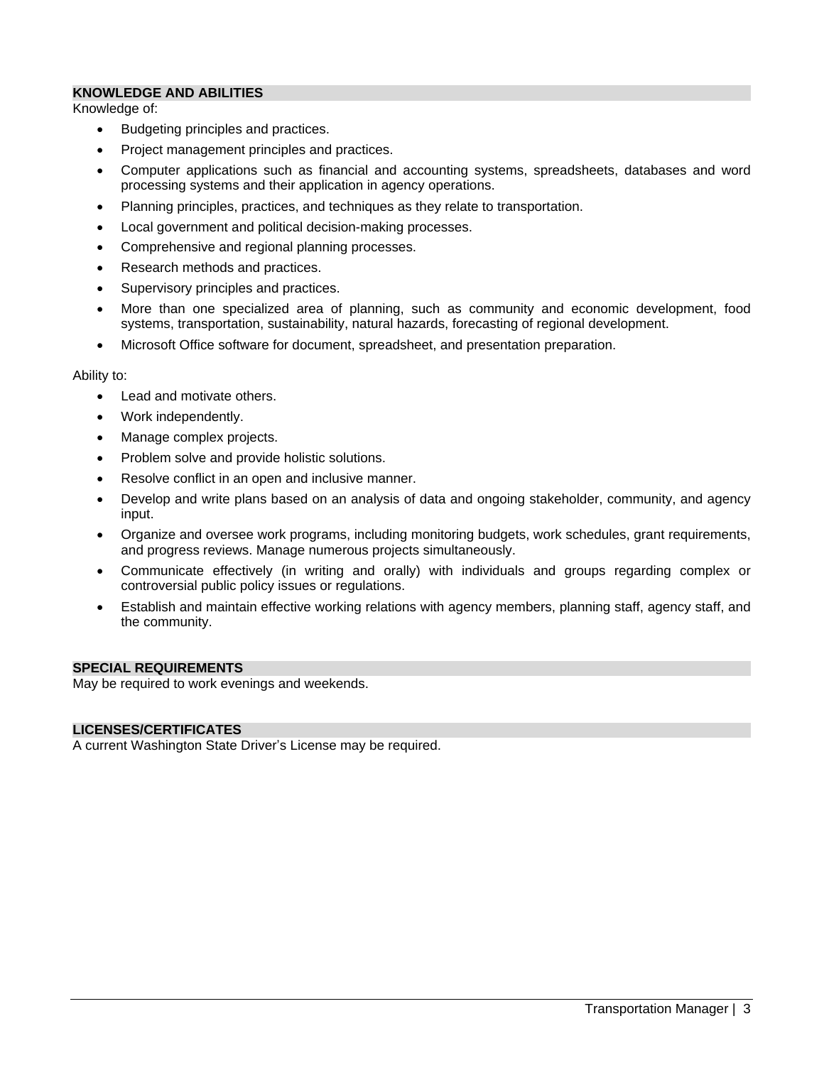## KNOWLEDGE AND ABILITIES

Knowledge of:

- Budgeting principles and practices.
- Project management principles and practices.
- Computer applications such as financial and accounting systems, spreadsheets, databases and word processing systems and their application in agency operations.
- Planning principles, practices, and techniques as they relate to transportation.
- Local government and political decision-making processes.
- Comprehensive and regional planning processes.
- Research methods and practices.
- Supervisory principles and practices.
- More than one specialized area of planning, such as community and economic development, food systems, transportation, sustainability, natural hazards, forecasting of regional development.
- Microsoft Office software for document, spreadsheet, and presentation preparation.

Ability to:

- Lead and motivate others.
- Work independently.
- Manage complex projects.
- Problem solve and provide holistic solutions.
- Resolve conflict in an open and inclusive manner.
- Develop and write plans based on an analysis of data and ongoing stakeholder, community, and agency input.
- Organize and oversee work programs, including monitoring budgets, work schedules, grant requirements, and progress reviews. Manage numerous projects simultaneously.
- Communicate effectively (in writing and orally) with individuals and groups regarding complex or controversial public policy issues or regulations.
- Establish and maintain effective working relations with agency members, planning staff, agency staff, and the community.

## SPECIAL REQUIREMENTS

May be required to work evenings and weekends.

## LICENSES/CERTIFICATES

A current Washington State Driver's License may be required.